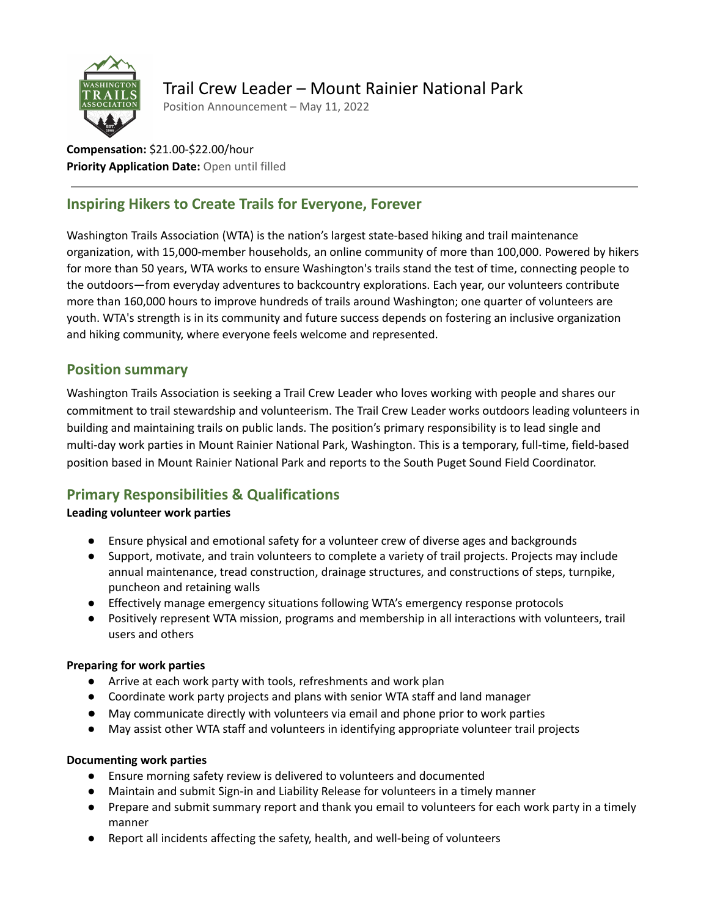# Trail Crew Leader – Mount Rainier National Park

Position Announcement – May 11, 2022

**Compensation:** $21.00-$22.00/hour
**Priority Application Date:** Open until filled

---

## Inspiring Hikers to Create Trails for Everyone, Forever

Washington Trails Association (WTA) is the nation's largest state-based hiking and trail maintenance organization, with 15,000-member households, an online community of more than 100,000. Powered by hikers for more than 50 years, WTA works to ensure Washington's trails stand the test of time, connecting people to the outdoors—from everyday adventures to backcountry explorations. Each year, our volunteers contribute more than 160,000 hours to improve hundreds of trails around Washington; one quarter of volunteers are youth. WTA's strength is in its community and future success depends on fostering an inclusive organization and hiking community, where everyone feels welcome and represented.

## Position summary

Washington Trails Association is seeking a Trail Crew Leader who loves working with people and shares our commitment to trail stewardship and volunteerism. The Trail Crew Leader works outdoors leading volunteers in building and maintaining trails on public lands. The position's primary responsibility is to lead single and multi-day work parties in Mount Rainier National Park, Washington. This is a temporary, full-time, field-based position based in Mount Rainier National Park and reports to the South Puget Sound Field Coordinator.

## Primary Responsibilities & Qualifications

**Leading volunteer work parties**

- Ensure physical and emotional safety for a volunteer crew of diverse ages and backgrounds
- Support, motivate, and train volunteers to complete a variety of trail projects. Projects may include annual maintenance, tread construction, drainage structures, and constructions of steps, turnpike, puncheon and retaining walls
- Effectively manage emergency situations following WTA's emergency response protocols
- Positively represent WTA mission, programs and membership in all interactions with volunteers, trail users and others

**Preparing for work parties**

- Arrive at each work party with tools, refreshments and work plan
- Coordinate work party projects and plans with senior WTA staff and land manager
- May communicate directly with volunteers via email and phone prior to work parties
- May assist other WTA staff and volunteers in identifying appropriate volunteer trail projects

**Documenting work parties**

- Ensure morning safety review is delivered to volunteers and documented
- Maintain and submit Sign-in and Liability Release for volunteers in a timely manner
- Prepare and submit summary report and thank you email to volunteers for each work party in a timely manner
- Report all incidents affecting the safety, health, and well-being of volunteers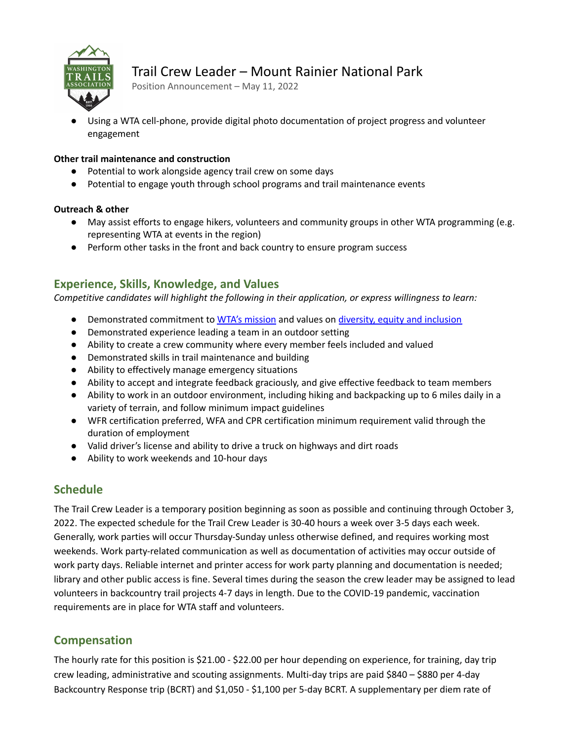- Using a WTA cell-phone, provide digital photo documentation of project progress and volunteer engagement

**Other trail maintenance and construction**

- Potential to work alongside agency trail crew on some days
- Potential to engage youth through school programs and trail maintenance events

**Outreach & other**

- May assist efforts to engage hikers, volunteers and community groups in other WTA programming (e.g. representing WTA at events in the region)
- Perform other tasks in the front and back country to ensure program success

## Experience, Skills, Knowledge, and Values

*Competitive candidates will highlight the following in their application, or express willingness to learn:*

- Demonstrated commitment to WTA's mission and values on diversity, equity and inclusion
- Demonstrated experience leading a team in an outdoor setting
- Ability to create a crew community where every member feels included and valued
- Demonstrated skills in trail maintenance and building
- Ability to effectively manage emergency situations
- Ability to accept and integrate feedback graciously, and give effective feedback to team members
- Ability to work in an outdoor environment, including hiking and backpacking up to 6 miles daily in a variety of terrain, and follow minimum impact guidelines
- WFR certification preferred, WFA and CPR certification minimum requirement valid through the duration of employment
- Valid driver's license and ability to drive a truck on highways and dirt roads
- Ability to work weekends and 10-hour days

## Schedule

The Trail Crew Leader is a temporary position beginning as soon as possible and continuing through October 3, 2022. The expected schedule for the Trail Crew Leader is 30-40 hours a week over 3-5 days each week. Generally, work parties will occur Thursday-Sunday unless otherwise defined, and requires working most weekends. Work party-related communication as well as documentation of activities may occur outside of work party days. Reliable internet and printer access for work party planning and documentation is needed; library and other public access is fine. Several times during the season the crew leader may be assigned to lead volunteers in backcountry trail projects 4-7 days in length. Due to the COVID-19 pandemic, vaccination requirements are in place for WTA staff and volunteers.

## Compensation

The hourly rate for this position is $21.00 - $22.00 per hour depending on experience, for training, day trip crew leading, administrative and scouting assignments. Multi-day trips are paid $840 – $880 per 4-day Backcountry Response trip (BCRT) and $1,050 - $1,100 per 5-day BCRT. A supplementary per diem rate of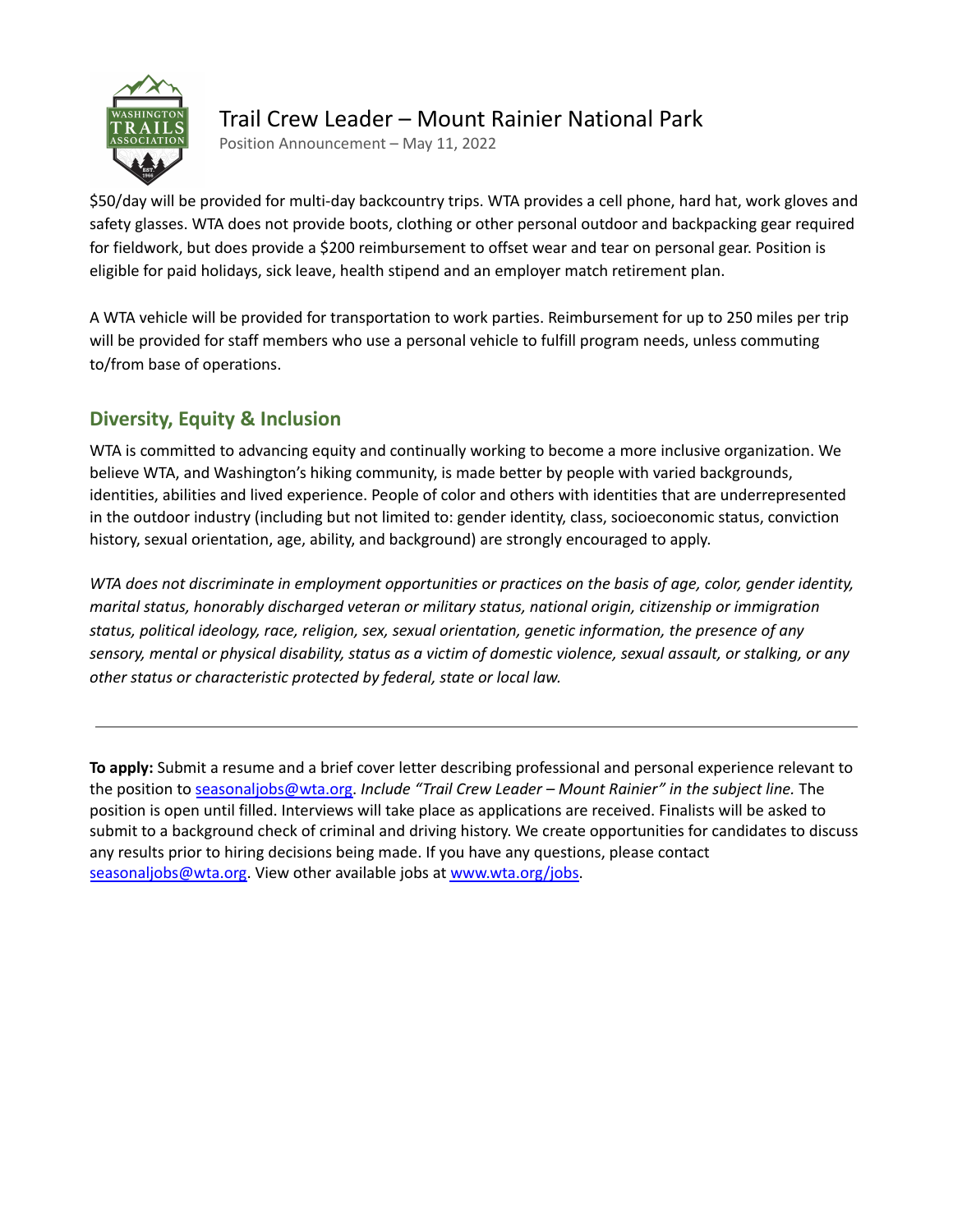# Trail Crew Leader – Mount Rainier National Park

Position Announcement – May 11, 2022

$50/day will be provided for multi-day backcountry trips. WTA provides a cell phone, hard hat, work gloves and safety glasses. WTA does not provide boots, clothing or other personal outdoor and backpacking gear required for fieldwork, but does provide a $200 reimbursement to offset wear and tear on personal gear. Position is eligible for paid holidays, sick leave, health stipend and an employer match retirement plan.

A WTA vehicle will be provided for transportation to work parties. Reimbursement for up to 250 miles per trip will be provided for staff members who use a personal vehicle to fulfill program needs, unless commuting to/from base of operations.

## Diversity, Equity & Inclusion

WTA is committed to advancing equity and continually working to become a more inclusive organization. We believe WTA, and Washington's hiking community, is made better by people with varied backgrounds, identities, abilities and lived experience. People of color and others with identities that are underrepresented in the outdoor industry (including but not limited to: gender identity, class, socioeconomic status, conviction history, sexual orientation, age, ability, and background) are strongly encouraged to apply.

*WTA does not discriminate in employment opportunities or practices on the basis of age, color, gender identity, marital status, honorably discharged veteran or military status, national origin, citizenship or immigration status, political ideology, race, religion, sex, sexual orientation, genetic information, the presence of any sensory, mental or physical disability, status as a victim of domestic violence, sexual assault, or stalking, or any other status or characteristic protected by federal, state or local law.*

---

**To apply:** Submit a resume and a brief cover letter describing professional and personal experience relevant to the position to seasonaljobs@wta.org. *Include "Trail Crew Leader – Mount Rainier" in the subject line.* The position is open until filled. Interviews will take place as applications are received. Finalists will be asked to submit to a background check of criminal and driving history. We create opportunities for candidates to discuss any results prior to hiring decisions being made. If you have any questions, please contact seasonaljobs@wta.org. View other available jobs at www.wta.org/jobs.